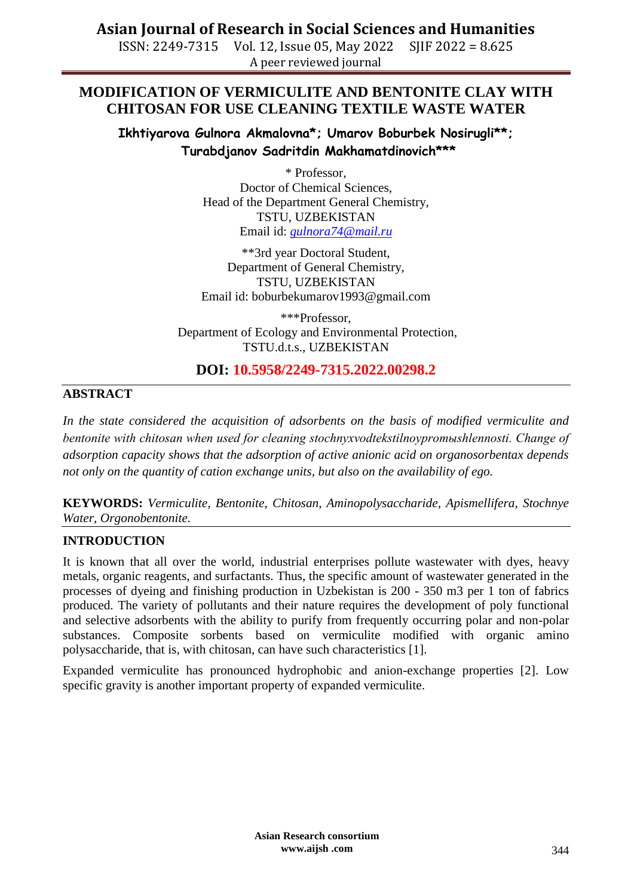# MODIFICATION OF VERMICULITE AND BENTONITE CLAY WITH CHITOSAN FOR USE CLEANING TEXTILE WASTE WATER

**Ikhtiyarova Gulnora Akmalovna*; Umarov Boburbek Nosirugli**; Turabdjanov Sadritdin Makhamatdinovich*****

\* Professor,
Doctor of Chemical Sciences,
Head of the Department General Chemistry,
TSTU, UZBEKISTAN
Email id: gulnora74@mail.ru

**3rd year Doctoral Student,
Department of General Chemistry,
TSTU, UZBEKISTAN
Email id: boburbekumarov1993@gmail.com

***Professor,
Department of Ecology and Environmental Protection,
TSTU.d.t.s., UZBEKISTAN

**DOI: 10.5958/2249-7315.2022.00298.2**

## ABSTRACT

*In the state considered the acquisition of adsorbents on the basis of modified vermiculite and bentonite with chitosan when used for cleaning stochnyxvodtekstilnoypromыshlennosti. Change of adsorption capacity shows that the adsorption of active anionic acid on organosorbentax depends not only on the quantity of cation exchange units, but also on the availability of ego.*

**KEYWORDS:** *Vermiculite, Bentonite, Chitosan, Aminopolysaccharide, Apismellifera, Stochnye Water, Orgonobentonite.*

## INTRODUCTION

It is known that all over the world, industrial enterprises pollute wastewater with dyes, heavy metals, organic reagents, and surfactants. Thus, the specific amount of wastewater generated in the processes of dyeing and finishing production in Uzbekistan is 200 - 350 m3 per 1 ton of fabrics produced. The variety of pollutants and their nature requires the development of poly functional and selective adsorbents with the ability to purify from frequently occurring polar and non-polar substances. Composite sorbents based on vermiculite modified with organic amino polysaccharide, that is, with chitosan, can have such characteristics [1].

Expanded vermiculite has pronounced hydrophobic and anion-exchange properties [2]. Low specific gravity is another important property of expanded vermiculite.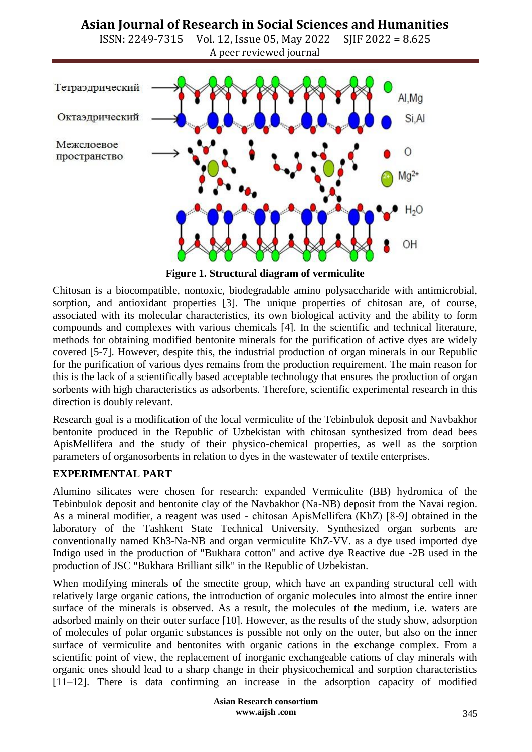Тетраэдрический

Октаэдрический

Межслоевое пространство

Al,Mg

Si,Al

O

$Mg^{2+}$

$H_2O$

OH

**Figure 1. Structural diagram of vermiculite**

Chitosan is a biocompatible, nontoxic, biodegradable amino polysaccharide with antimicrobial, sorption, and antioxidant properties [3]. The unique properties of chitosan are, of course, associated with its molecular characteristics, its own biological activity and the ability to form compounds and complexes with various chemicals [4]. In the scientific and technical literature, methods for obtaining modified bentonite minerals for the purification of active dyes are widely covered [5-7]. However, despite this, the industrial production of organ minerals in our Republic for the purification of various dyes remains from the production requirement. The main reason for this is the lack of a scientifically based acceptable technology that ensures the production of organ sorbents with high characteristics as adsorbents. Therefore, scientific experimental research in this direction is doubly relevant.

Research goal is a modification of the local vermiculite of the Tebinbulok deposit and Navbakhor bentonite produced in the Republic of Uzbekistan with chitosan synthesized from dead bees ApisMellifera and the study of their physico-chemical properties, as well as the sorption parameters of organosorbents in relation to dyes in the wastewater of textile enterprises.

**EXPERIMENTAL PART**

Alumino silicates were chosen for research: expanded Vermiculite (BB) hydromica of the Tebinbulok deposit and bentonite clay of the Navbakhor (Na-NB) deposit from the Navai region. As a mineral modifier, a reagent was used - chitosan ApisMellifera (KhZ) [8-9] obtained in the laboratory of the Tashkent State Technical University. Synthesized organ sorbents are conventionally named Kh3-Na-NB and organ vermiculite KhZ-VV. as a dye used imported dye Indigo used in the production of "Bukhara cotton" and active dye Reactive due -2B used in the production of JSC "Bukhara Brilliant silk" in the Republic of Uzbekistan.

When modifying minerals of the smectite group, which have an expanding structural cell with relatively large organic cations, the introduction of organic molecules into almost the entire inner surface of the minerals is observed. As a result, the molecules of the medium, i.e. waters are adsorbed mainly on their outer surface [10]. However, as the results of the study show, adsorption of molecules of polar organic substances is possible not only on the outer, but also on the inner surface of vermiculite and bentonites with organic cations in the exchange complex. From a scientific point of view, the replacement of inorganic exchangeable cations of clay minerals with organic ones should lead to a sharp change in their physicochemical and sorption characteristics [11–12]. There is data confirming an increase in the adsorption capacity of modified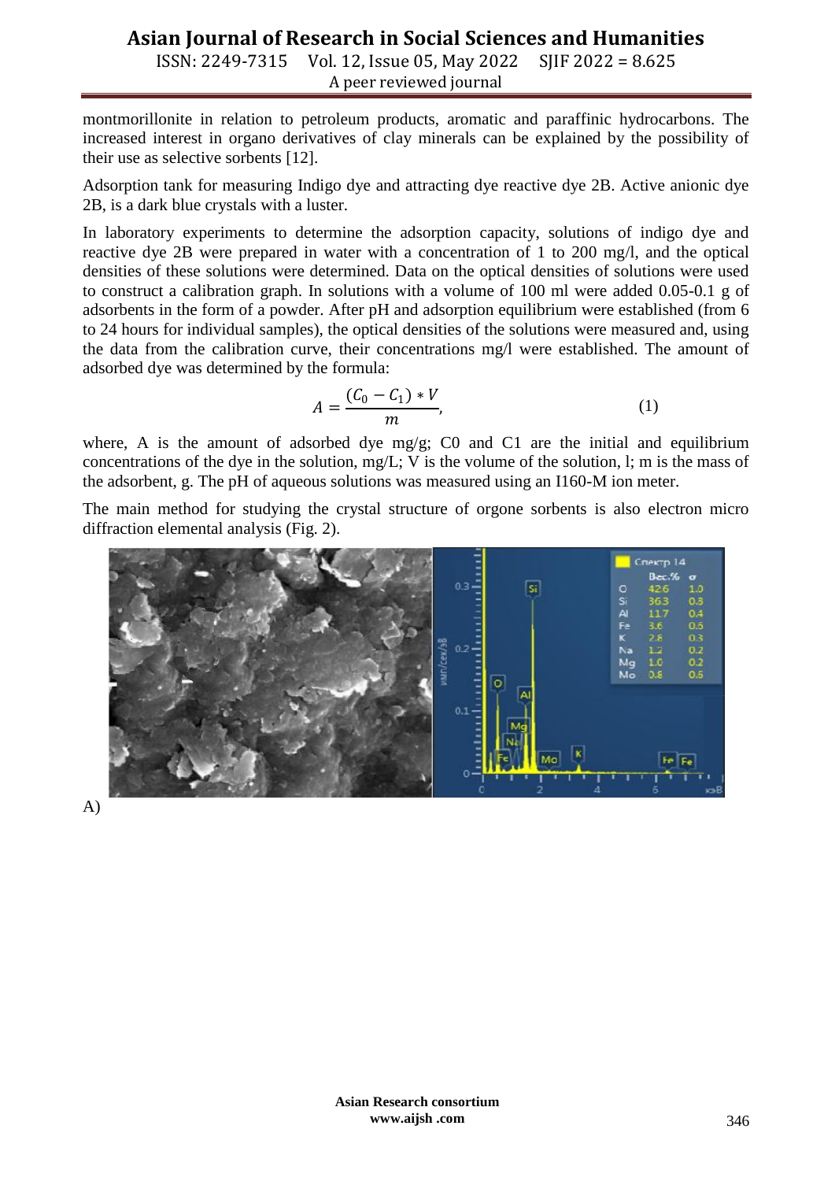montmorillonite in relation to petroleum products, aromatic and paraffinic hydrocarbons. The increased interest in organo derivatives of clay minerals can be explained by the possibility of their use as selective sorbents [12].

Adsorption tank for measuring Indigo dye and attracting dye reactive dye 2B. Active anionic dye 2B, is a dark blue crystals with a luster.

In laboratory experiments to determine the adsorption capacity, solutions of indigo dye and reactive dye 2B were prepared in water with a concentration of 1 to 200 mg/l, and the optical densities of these solutions were determined. Data on the optical densities of solutions were used to construct a calibration graph. In solutions with a volume of 100 ml were added 0.05-0.1 g of adsorbents in the form of a powder. After pH and adsorption equilibrium were established (from 6 to 24 hours for individual samples), the optical densities of the solutions were measured and, using the data from the calibration curve, their concentrations mg/l were established. The amount of adsorbed dye was determined by the formula:

$$A = \frac{(C_0 - C_1) * V}{m}, \quad (1)$$

where, A is the amount of adsorbed dye mg/g; C0 and C1 are the initial and equilibrium concentrations of the dye in the solution, mg/L; V is the volume of the solution, l; m is the mass of the adsorbent, g. The pH of aqueous solutions was measured using an I160-M ion meter.

The main method for studying the crystal structure of orgone sorbents is also electron micro diffraction elemental analysis (Fig. 2).

A)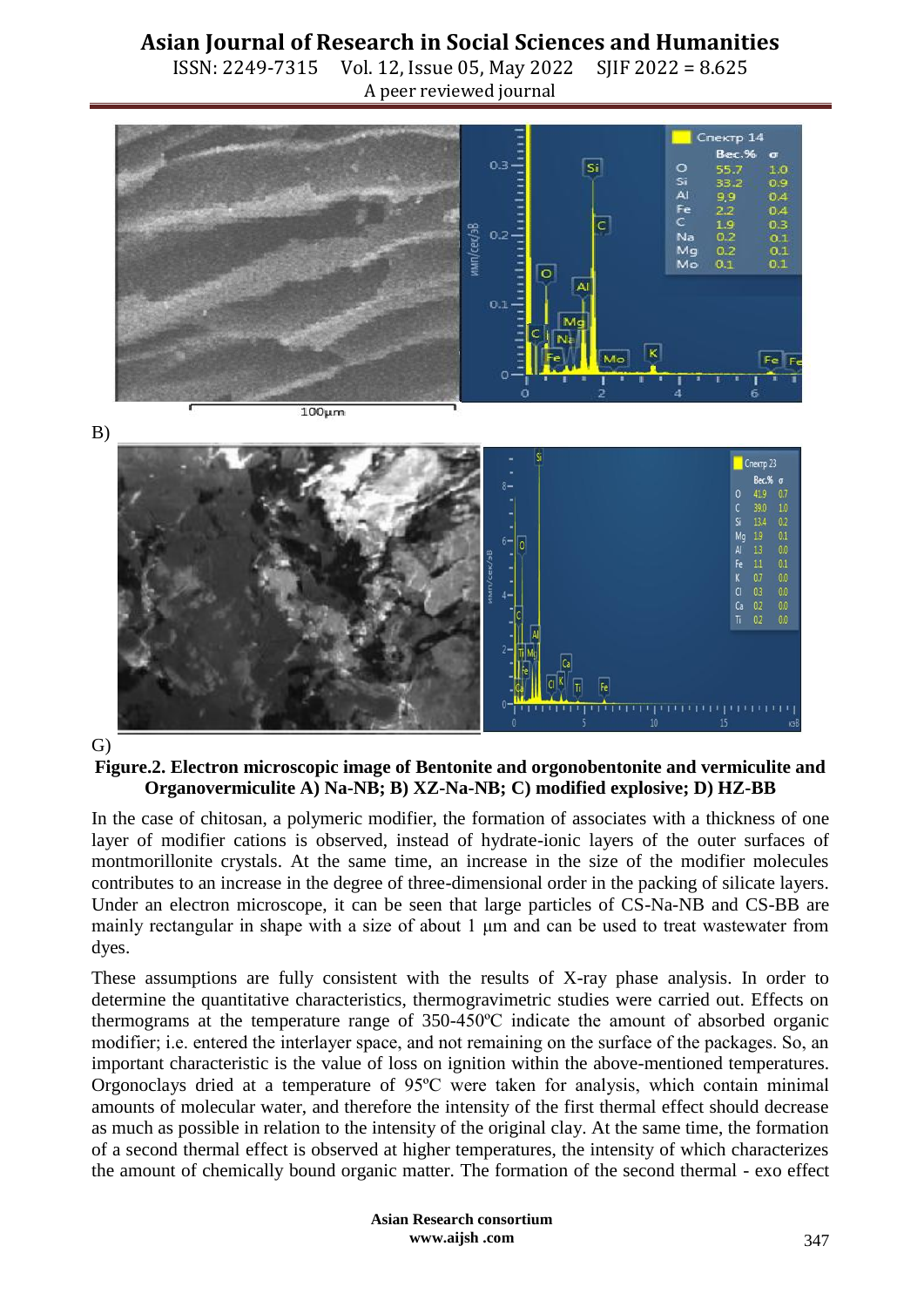B)

G)

**Figure.2. Electron microscopic image of Bentonite and orgonobentonite and vermiculite and Organovermiculite A) Na-NB; B) XZ-Na-NB; C) modified explosive; D) HZ-BB**

In the case of chitosan, a polymeric modifier, the formation of associates with a thickness of one layer of modifier cations is observed, instead of hydrate-ionic layers of the outer surfaces of montmorillonite crystals. At the same time, an increase in the size of the modifier molecules contributes to an increase in the degree of three-dimensional order in the packing of silicate layers. Under an electron microscope, it can be seen that large particles of CS-Na-NB and CS-BB are mainly rectangular in shape with a size of about 1 μm and can be used to treat wastewater from dyes.

These assumptions are fully consistent with the results of X-ray phase analysis. In order to determine the quantitative characteristics, thermogravimetric studies were carried out. Effects on thermograms at the temperature range of 350-450ºC indicate the amount of absorbed organic modifier; i.e. entered the interlayer space, and not remaining on the surface of the packages. So, an important characteristic is the value of loss on ignition within the above-mentioned temperatures. Orgonoclays dried at a temperature of 95ºC were taken for analysis, which contain minimal amounts of molecular water, and therefore the intensity of the first thermal effect should decrease as much as possible in relation to the intensity of the original clay. At the same time, the formation of a second thermal effect is observed at higher temperatures, the intensity of which characterizes the amount of chemically bound organic matter. The formation of the second thermal - exo effect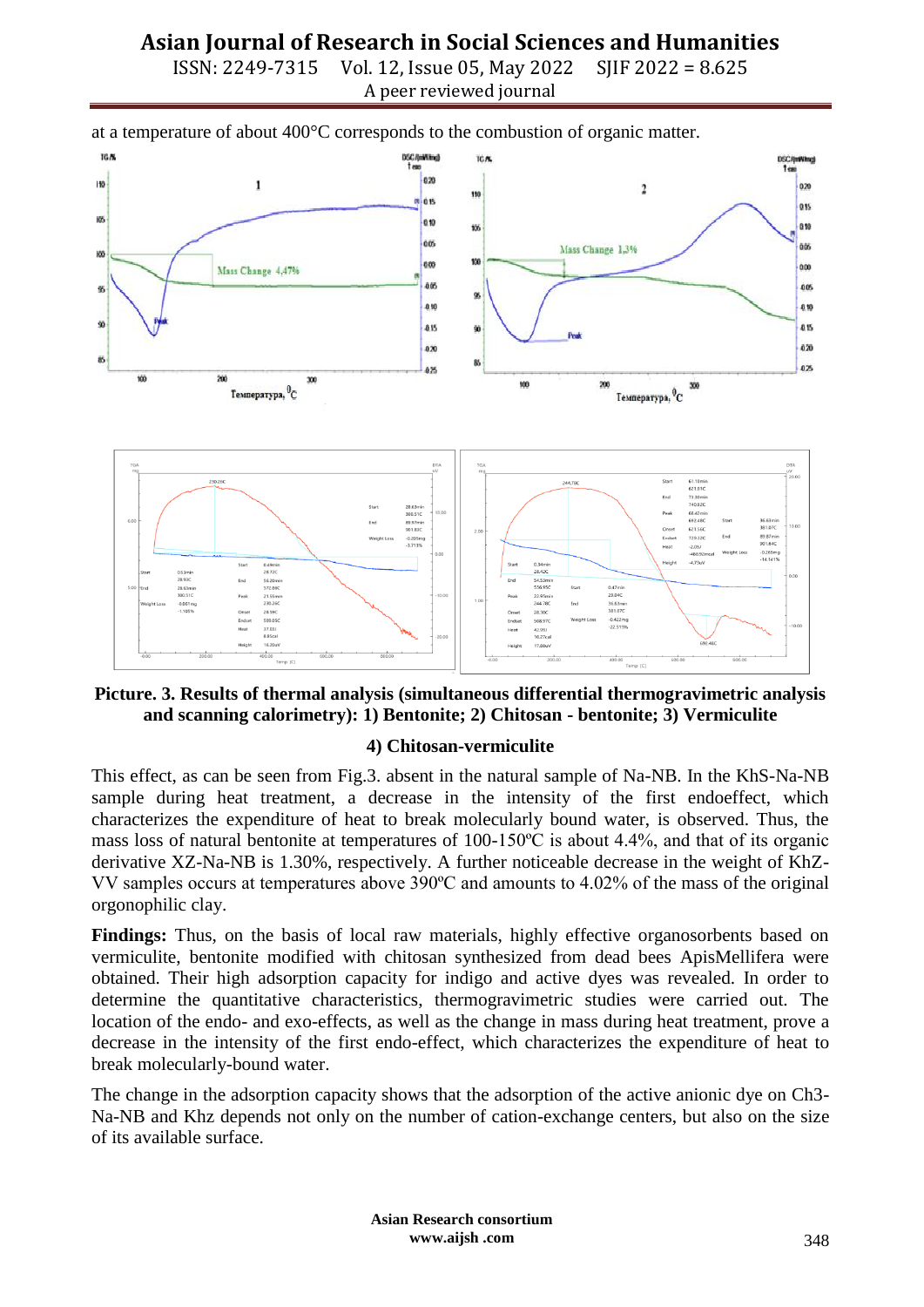at a temperature of about 400°C corresponds to the combustion of organic matter.

**Picture. 3. Results of thermal analysis (simultaneous differential thermogravimetric analysis and scanning calorimetry): 1) Bentonite; 2) Chitosan - bentonite; 3) Vermiculite**

**4) Chitosan-vermiculite**

This effect, as can be seen from Fig.3. absent in the natural sample of Na-NB. In the KhS-Na-NB sample during heat treatment, a decrease in the intensity of the first endoeffect, which characterizes the expenditure of heat to break molecularly bound water, is observed. Thus, the mass loss of natural bentonite at temperatures of 100-150ºC is about 4.4%, and that of its organic derivative XZ-Na-NB is 1.30%, respectively. A further noticeable decrease in the weight of KhZ-VV samples occurs at temperatures above 390ºC and amounts to 4.02% of the mass of the original orgonophilic clay.

**Findings:** Thus, on the basis of local raw materials, highly effective organosorbents based on vermiculite, bentonite modified with chitosan synthesized from dead bees ApisMellifera were obtained. Their high adsorption capacity for indigo and active dyes was revealed. In order to determine the quantitative characteristics, thermogravimetric studies were carried out. The location of the endo- and exo-effects, as well as the change in mass during heat treatment, prove a decrease in the intensity of the first endo-effect, which characterizes the expenditure of heat to break molecularly-bound water.

The change in the adsorption capacity shows that the adsorption of the active anionic dye on Ch3-Na-NB and Khz depends not only on the number of cation-exchange centers, but also on the size of its available surface.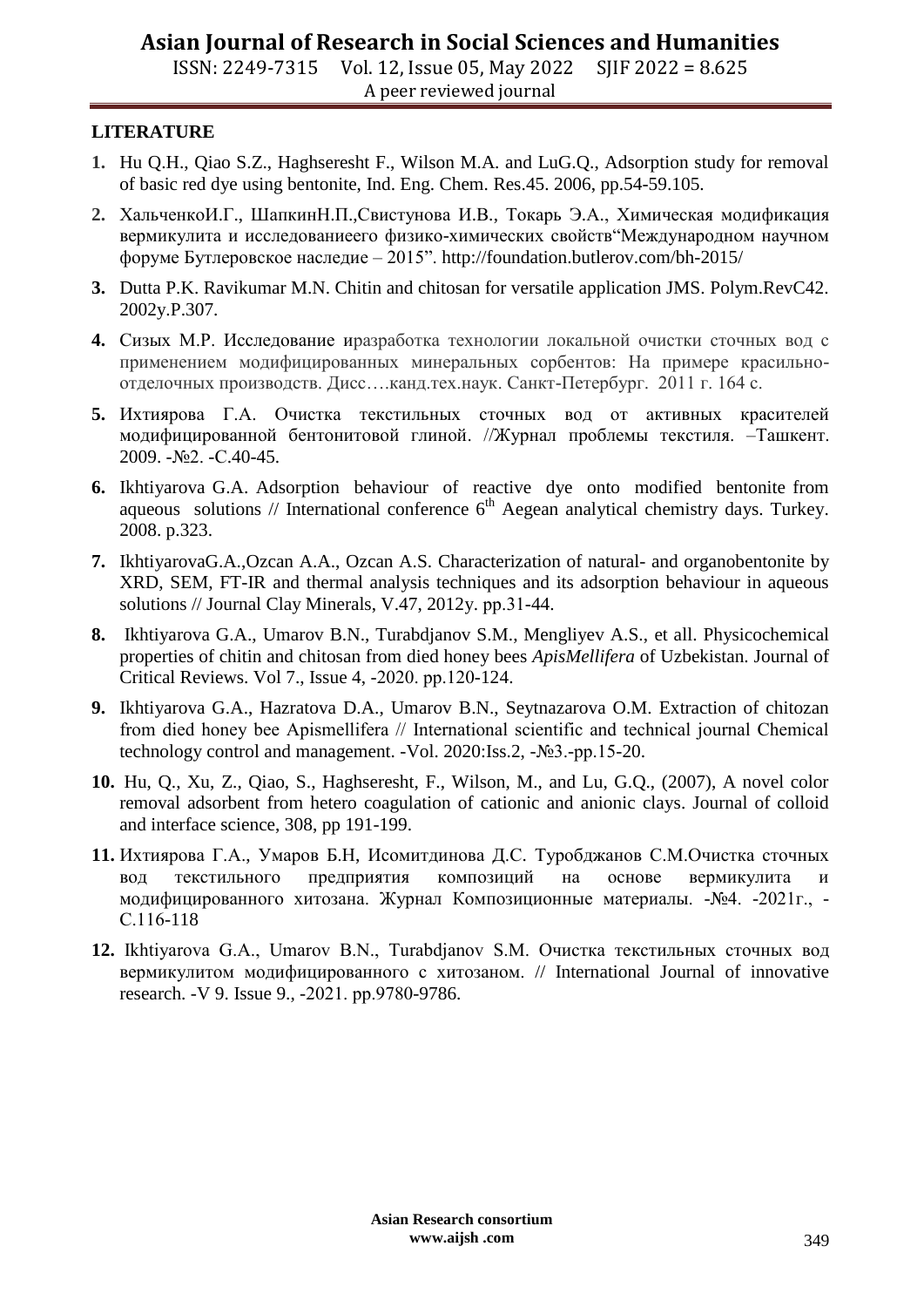**LITERATURE**

1. Hu Q.H., Qiao S.Z., Haghseresht F., Wilson M.A. and LuG.Q., Adsorption study for removal of basic red dye using bentonite, Ind. Eng. Chem. Res.45. 2006, pp.54-59.105.
2. ХальченкоИ.Г., ШапкинН.П.,Свистунова И.В., Токарь Э.А., Химическая модификация вермикулита и исследованиеего физико-химических свойств"Международном научном форуме Бутлеровское наследие – 2015". http://foundation.butlerov.com/bh-2015/
3. Dutta P.K. Ravikumar M.N. Chitin and chitosan for versatile application JMS. Polym.RevC42. 2002y.P.307.
4. Сизых М.Р. Исследование иразработка технологии локальной очистки сточных вод с применением модифицированных минеральных сорбентов: На примере красильно-отделочных производств. Дисс….канд.тех.наук. Санкт-Петербург. 2011 г. 164 с.
5. Ихтиярова Г.А. Очистка текстильных сточных вод от активных красителей модифицированной бентонитовой глиной. //Журнал проблемы текстиля. –Ташкент. 2009. -№2. -С.40-45.
6. Ikhtiyarova G.A. Adsorption behaviour of reactive dye onto modified bentonite from aqueous solutions // International conference 6th Aegean analytical chemistry days. Turkey. 2008. p.323.
7. IkhtiyarovaG.A.,Ozcan A.A., Ozcan A.S. Characterization of natural- and organobentonite by XRD, SEM, FT-IR and thermal analysis techniques and its adsorption behaviour in aqueous solutions // Journal Clay Minerals, V.47, 2012y. pp.31-44.
8. Ikhtiyarova G.A., Umarov B.N., Turabdjanov S.M., Mengliyev A.S., et all. Physicochemical properties of chitin and chitosan from died honey bees *ApisMellifera* of Uzbekistan. Journal of Critical Reviews. Vol 7., Issue 4, -2020. pp.120-124.
9. Ikhtiyarova G.A., Hazratova D.A., Umarov B.N., Seytnazarova O.M. Extraction of chitozan from died honey bee Apismellifera // International scientific and technical journal Chemical technology control and management. -Vol. 2020:Iss.2, -№3.-pp.15-20.
10. Hu, Q., Xu, Z., Qiao, S., Haghseresht, F., Wilson, M., and Lu, G.Q., (2007), A novel color removal adsorbent from hetero coagulation of cationic and anionic clays. Journal of colloid and interface science, 308, pp 191-199.
11. Ихтиярова Г.А., Умаров Б.Н, Исомитдинова Д.С. Туробджанов С.М.Очистка сточных вод текстильного предприятия композиций на основе вермикулита и модифицированного хитозана. Журнал Композиционные материалы. -№4. -2021г., -С.116-118
12. Ikhtiyarova G.A., Umarov B.N., Turabdjanov S.M. Очистка текстильных сточных вод вермикулитом модифицированного с хитозаном. // International Journal of innovative research. -V 9. Issue 9., -2021. pp.9780-9786.